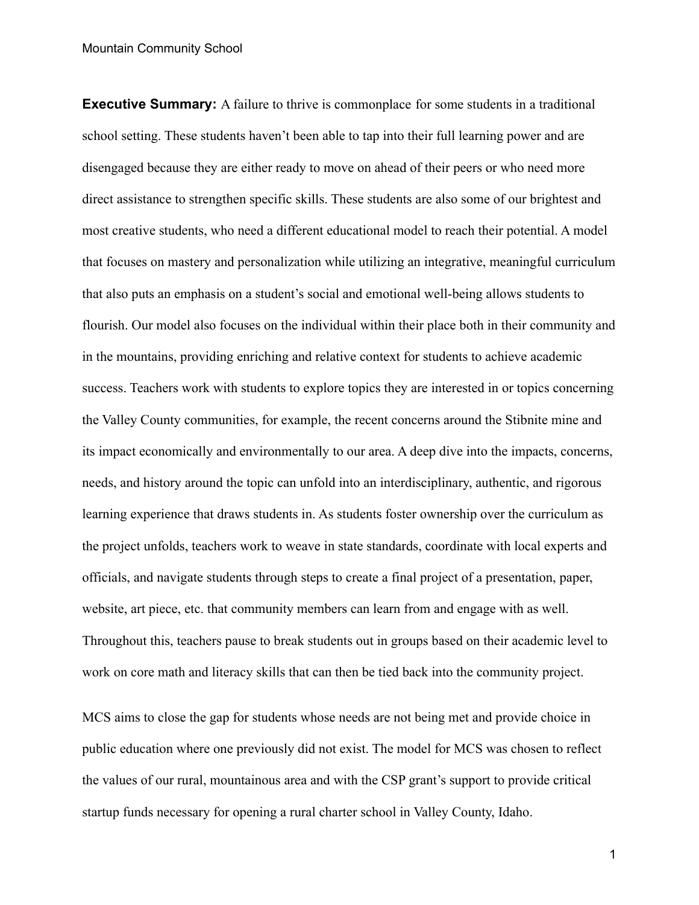**Executive Summary:** A failure to thrive is commonplace for some students in a traditional school setting. These students haven't been able to tap into their full learning power and are disengaged because they are either ready to move on ahead of their peers or who need more direct assistance to strengthen specific skills. These students are also some of our brightest and most creative students, who need a different educational model to reach their potential. A model that focuses on mastery and personalization while utilizing an integrative, meaningful curriculum that also puts an emphasis on a student's social and emotional well-being allows students to flourish. Our model also focuses on the individual within their place both in their community and in the mountains, providing enriching and relative context for students to achieve academic success. Teachers work with students to explore topics they are interested in or topics concerning the Valley County communities, for example, the recent concerns around the Stibnite mine and its impact economically and environmentally to our area. A deep dive into the impacts, concerns, needs, and history around the topic can unfold into an interdisciplinary, authentic, and rigorous learning experience that draws students in. As students foster ownership over the curriculum as the project unfolds, teachers work to weave in state standards, coordinate with local experts and officials, and navigate students through steps to create a final project of a presentation, paper, website, art piece, etc. that community members can learn from and engage with as well. Throughout this, teachers pause to break students out in groups based on their academic level to work on core math and literacy skills that can then be tied back into the community project.

MCS aims to close the gap for students whose needs are not being met and provide choice in public education where one previously did not exist. The model for MCS was chosen to reflect the values of our rural, mountainous area and with the CSP grant's support to provide critical startup funds necessary for opening a rural charter school in Valley County, Idaho.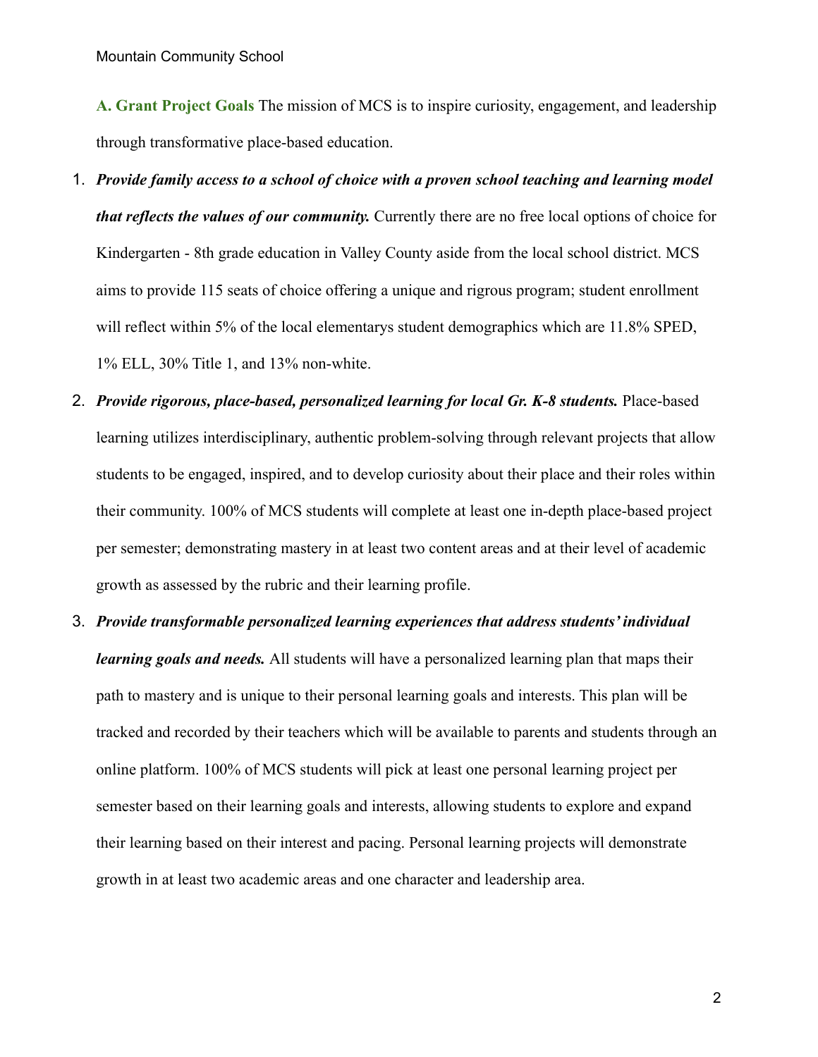**A. Grant Project Goals** The mission of MCS is to inspire curiosity, engagement, and leadership through transformative place-based education.

1. ***Provide family access to a school of choice with a proven school teaching and learning model that reflects the values of our community.*** Currently there are no free local options of choice for Kindergarten - 8th grade education in Valley County aside from the local school district. MCS aims to provide 115 seats of choice offering a unique and rigrous program; student enrollment will reflect within 5% of the local elementarys student demographics which are 11.8% SPED, 1% ELL, 30% Title 1, and 13% non-white.
2. ***Provide rigorous, place-based, personalized learning for local Gr. K-8 students.*** Place-based learning utilizes interdisciplinary, authentic problem-solving through relevant projects that allow students to be engaged, inspired, and to develop curiosity about their place and their roles within their community. 100% of MCS students will complete at least one in-depth place-based project per semester; demonstrating mastery in at least two content areas and at their level of academic growth as assessed by the rubric and their learning profile.
3. ***Provide transformable personalized learning experiences that address students' individual learning goals and needs.*** All students will have a personalized learning plan that maps their path to mastery and is unique to their personal learning goals and interests. This plan will be tracked and recorded by their teachers which will be available to parents and students through an online platform. 100% of MCS students will pick at least one personal learning project per semester based on their learning goals and interests, allowing students to explore and expand their learning based on their interest and pacing. Personal learning projects will demonstrate growth in at least two academic areas and one character and leadership area.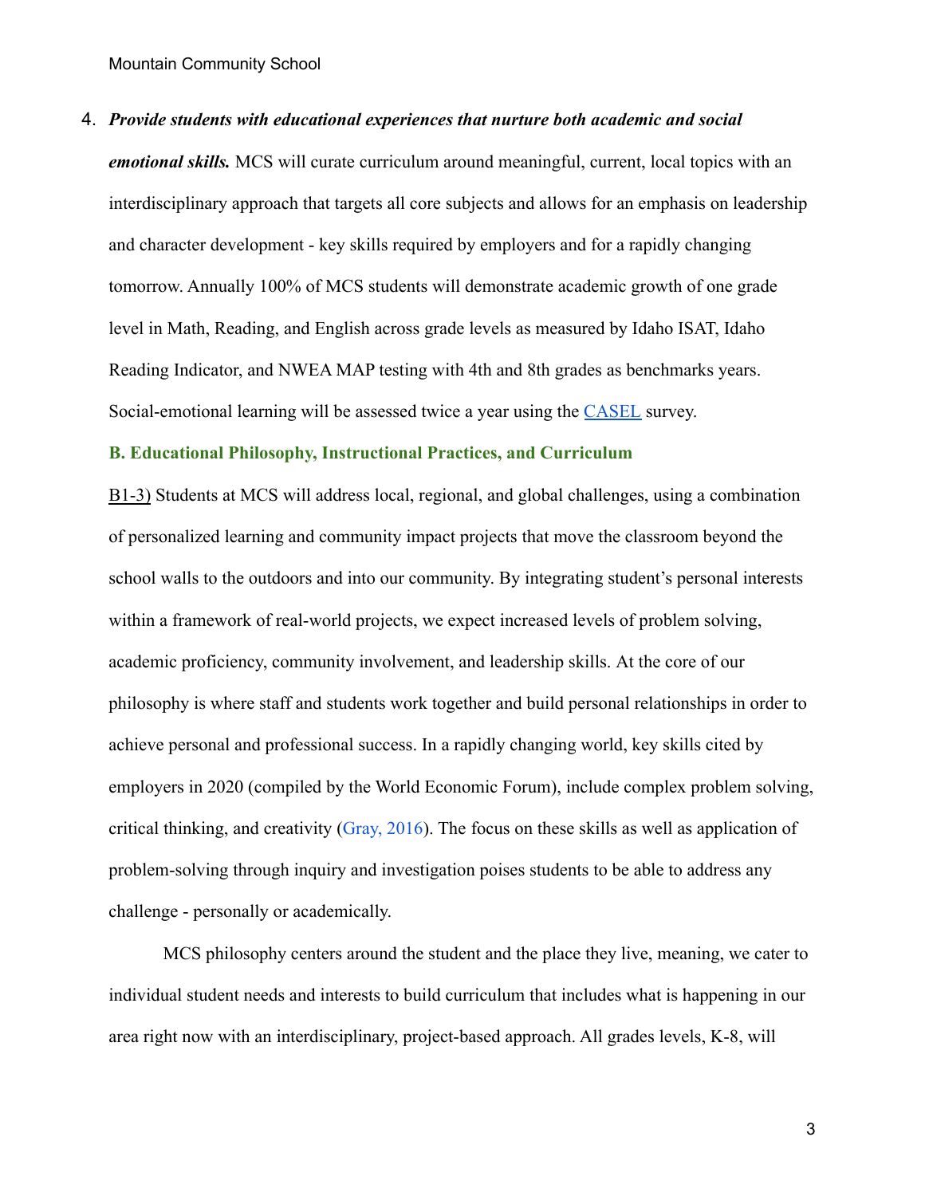4. ***Provide students with educational experiences that nurture both academic and social emotional skills.*** MCS will curate curriculum around meaningful, current, local topics with an interdisciplinary approach that targets all core subjects and allows for an emphasis on leadership and character development - key skills required by employers and for a rapidly changing tomorrow. Annually 100% of MCS students will demonstrate academic growth of one grade level in Math, Reading, and English across grade levels as measured by Idaho ISAT, Idaho Reading Indicator, and NWEA MAP testing with 4th and 8th grades as benchmarks years. Social-emotional learning will be assessed twice a year using the CASEL survey.

## B. Educational Philosophy, Instructional Practices, and Curriculum

B1-3) Students at MCS will address local, regional, and global challenges, using a combination of personalized learning and community impact projects that move the classroom beyond the school walls to the outdoors and into our community. By integrating student's personal interests within a framework of real-world projects, we expect increased levels of problem solving, academic proficiency, community involvement, and leadership skills. At the core of our philosophy is where staff and students work together and build personal relationships in order to achieve personal and professional success. In a rapidly changing world, key skills cited by employers in 2020 (compiled by the World Economic Forum), include complex problem solving, critical thinking, and creativity (Gray, 2016). The focus on these skills as well as application of problem-solving through inquiry and investigation poises students to be able to address any challenge - personally or academically.

MCS philosophy centers around the student and the place they live, meaning, we cater to individual student needs and interests to build curriculum that includes what is happening in our area right now with an interdisciplinary, project-based approach. All grades levels, K-8, will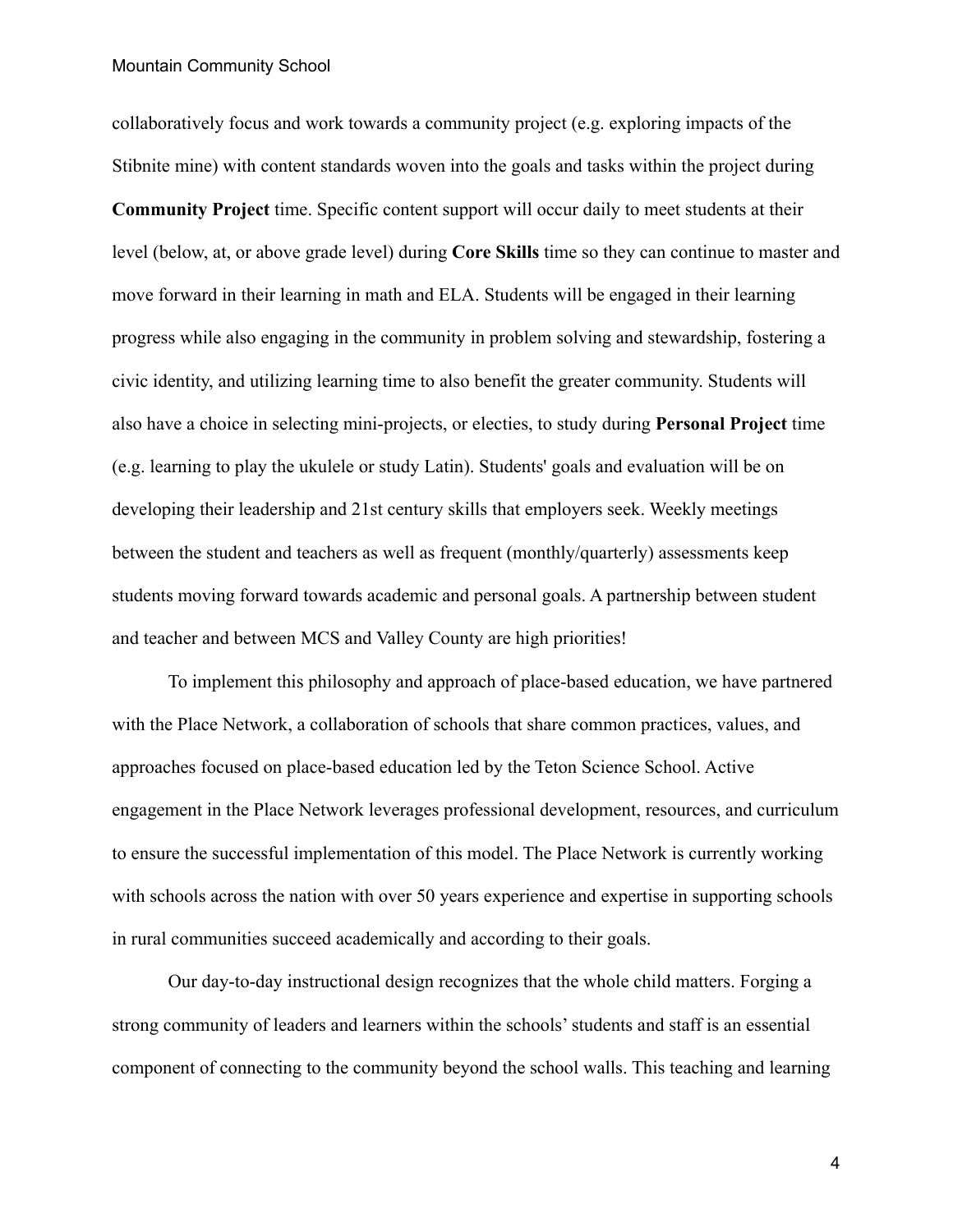collaboratively focus and work towards a community project (e.g. exploring impacts of the Stibnite mine) with content standards woven into the goals and tasks within the project during **Community Project** time. Specific content support will occur daily to meet students at their level (below, at, or above grade level) during **Core Skills** time so they can continue to master and move forward in their learning in math and ELA. Students will be engaged in their learning progress while also engaging in the community in problem solving and stewardship, fostering a civic identity, and utilizing learning time to also benefit the greater community. Students will also have a choice in selecting mini-projects, or electies, to study during **Personal Project** time (e.g. learning to play the ukulele or study Latin). Students' goals and evaluation will be on developing their leadership and 21st century skills that employers seek. Weekly meetings between the student and teachers as well as frequent (monthly/quarterly) assessments keep students moving forward towards academic and personal goals. A partnership between student and teacher and between MCS and Valley County are high priorities!

To implement this philosophy and approach of place-based education, we have partnered with the Place Network, a collaboration of schools that share common practices, values, and approaches focused on place-based education led by the Teton Science School. Active engagement in the Place Network leverages professional development, resources, and curriculum to ensure the successful implementation of this model. The Place Network is currently working with schools across the nation with over 50 years experience and expertise in supporting schools in rural communities succeed academically and according to their goals.

Our day-to-day instructional design recognizes that the whole child matters. Forging a strong community of leaders and learners within the schools' students and staff is an essential component of connecting to the community beyond the school walls. This teaching and learning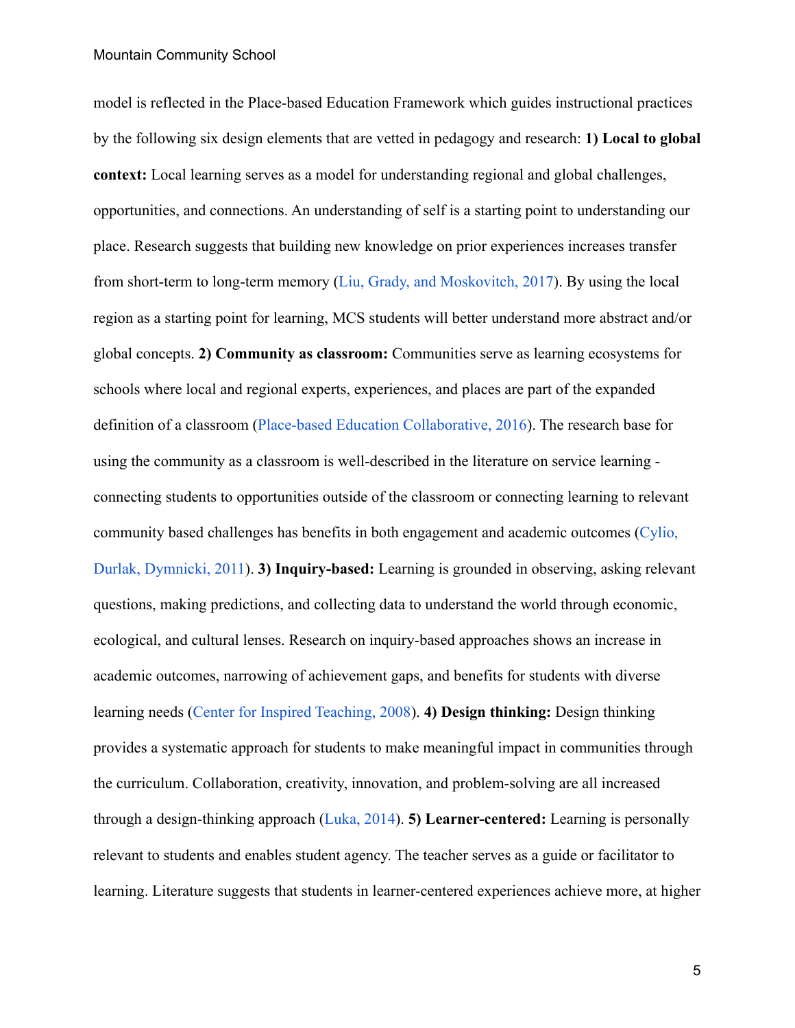model is reflected in the Place-based Education Framework which guides instructional practices by the following six design elements that are vetted in pedagogy and research: **1) Local to global context:** Local learning serves as a model for understanding regional and global challenges, opportunities, and connections. An understanding of self is a starting point to understanding our place. Research suggests that building new knowledge on prior experiences increases transfer from short-term to long-term memory (Liu, Grady, and Moskovitch, 2017). By using the local region as a starting point for learning, MCS students will better understand more abstract and/or global concepts. **2) Community as classroom:** Communities serve as learning ecosystems for schools where local and regional experts, experiences, and places are part of the expanded definition of a classroom (Place-based Education Collaborative, 2016). The research base for using the community as a classroom is well-described in the literature on service learning - connecting students to opportunities outside of the classroom or connecting learning to relevant community based challenges has benefits in both engagement and academic outcomes (Cylio, Durlak, Dymnicki, 2011). **3) Inquiry-based:** Learning is grounded in observing, asking relevant questions, making predictions, and collecting data to understand the world through economic, ecological, and cultural lenses. Research on inquiry-based approaches shows an increase in academic outcomes, narrowing of achievement gaps, and benefits for students with diverse learning needs (Center for Inspired Teaching, 2008). **4) Design thinking:** Design thinking provides a systematic approach for students to make meaningful impact in communities through the curriculum. Collaboration, creativity, innovation, and problem-solving are all increased through a design-thinking approach (Luka, 2014). **5) Learner-centered:** Learning is personally relevant to students and enables student agency. The teacher serves as a guide or facilitator to learning. Literature suggests that students in learner-centered experiences achieve more, at higher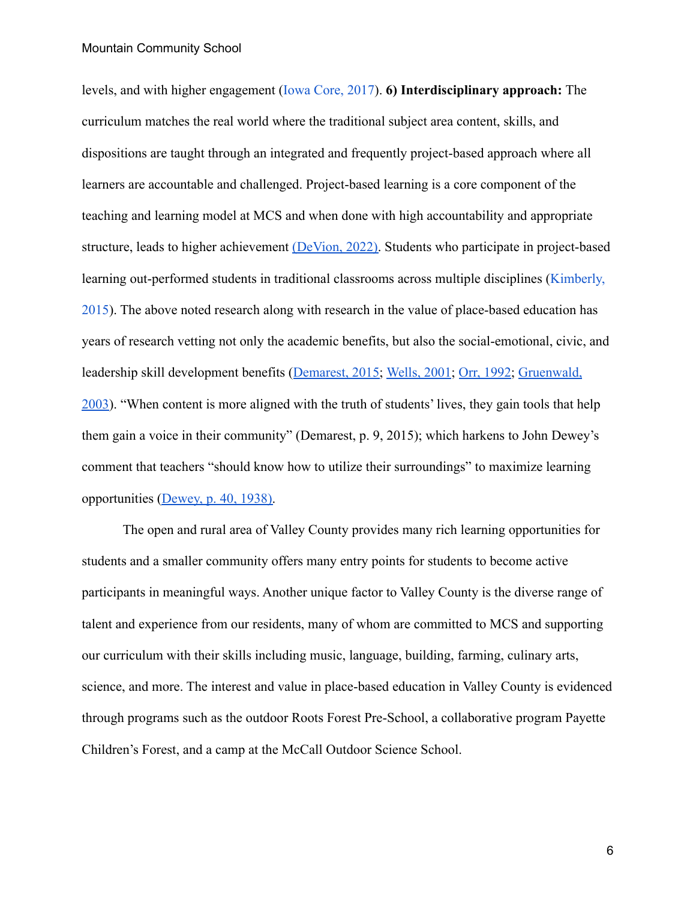levels, and with higher engagement (Iowa Core, 2017). **6) Interdisciplinary approach:** The curriculum matches the real world where the traditional subject area content, skills, and dispositions are taught through an integrated and frequently project-based approach where all learners are accountable and challenged. Project-based learning is a core component of the teaching and learning model at MCS and when done with high accountability and appropriate structure, leads to higher achievement (DeVion, 2022). Students who participate in project-based learning out-performed students in traditional classrooms across multiple disciplines (Kimberly, 2015). The above noted research along with research in the value of place-based education has years of research vetting not only the academic benefits, but also the social-emotional, civic, and leadership skill development benefits (Demarest, 2015; Wells, 2001; Orr, 1992; Gruenwald, 2003). "When content is more aligned with the truth of students' lives, they gain tools that help them gain a voice in their community" (Demarest, p. 9, 2015); which harkens to John Dewey's comment that teachers "should know how to utilize their surroundings" to maximize learning opportunities (Dewey, p. 40, 1938).

The open and rural area of Valley County provides many rich learning opportunities for students and a smaller community offers many entry points for students to become active participants in meaningful ways. Another unique factor to Valley County is the diverse range of talent and experience from our residents, many of whom are committed to MCS and supporting our curriculum with their skills including music, language, building, farming, culinary arts, science, and more. The interest and value in place-based education in Valley County is evidenced through programs such as the outdoor Roots Forest Pre-School, a collaborative program Payette Children's Forest, and a camp at the McCall Outdoor Science School.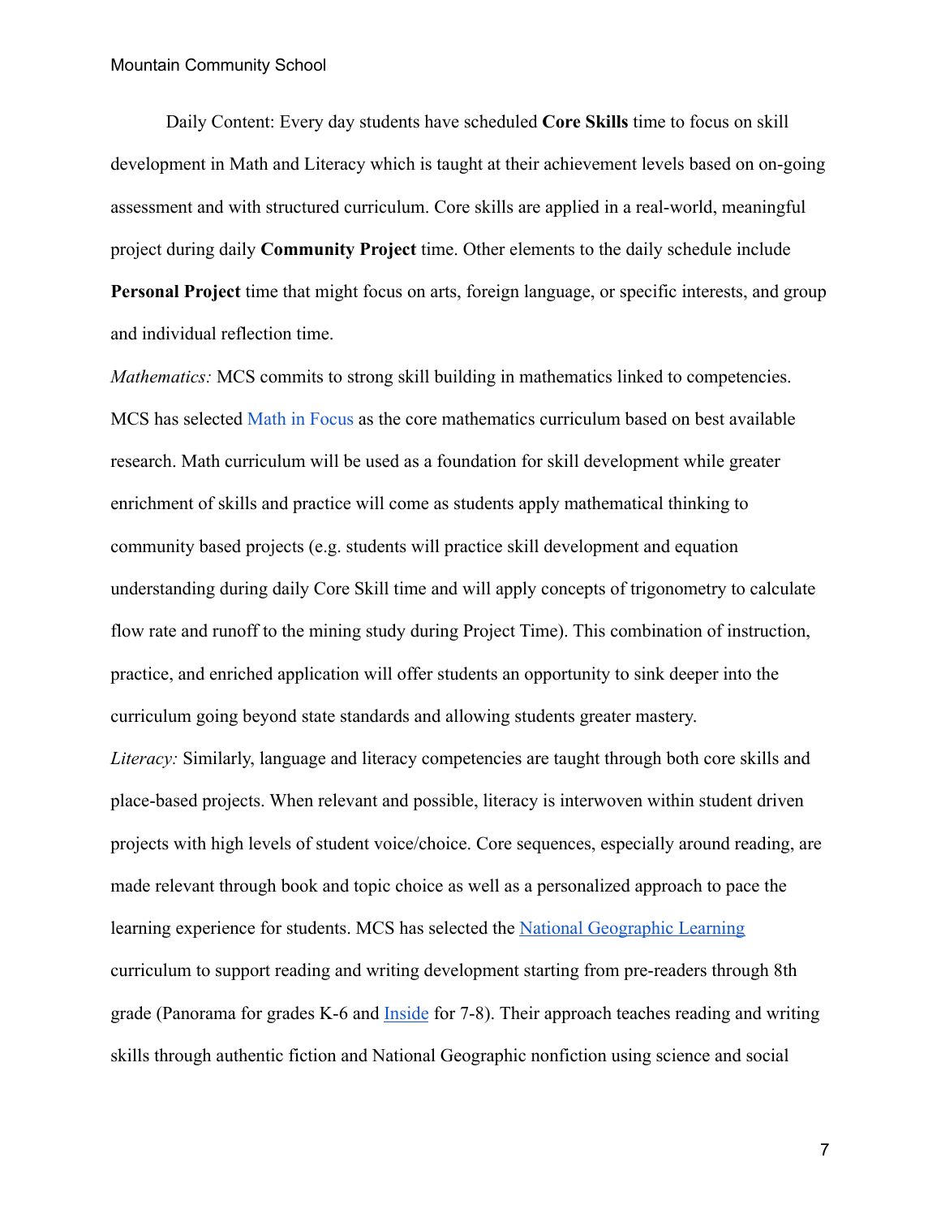Daily Content: Every day students have scheduled **Core Skills** time to focus on skill development in Math and Literacy which is taught at their achievement levels based on on-going assessment and with structured curriculum. Core skills are applied in a real-world, meaningful project during daily **Community Project** time. Other elements to the daily schedule include **Personal Project** time that might focus on arts, foreign language, or specific interests, and group and individual reflection time.

*Mathematics:* MCS commits to strong skill building in mathematics linked to competencies. MCS has selected Math in Focus as the core mathematics curriculum based on best available research. Math curriculum will be used as a foundation for skill development while greater enrichment of skills and practice will come as students apply mathematical thinking to community based projects (e.g. students will practice skill development and equation understanding during daily Core Skill time and will apply concepts of trigonometry to calculate flow rate and runoff to the mining study during Project Time). This combination of instruction, practice, and enriched application will offer students an opportunity to sink deeper into the curriculum going beyond state standards and allowing students greater mastery.

*Literacy:* Similarly, language and literacy competencies are taught through both core skills and place-based projects. When relevant and possible, literacy is interwoven within student driven projects with high levels of student voice/choice. Core sequences, especially around reading, are made relevant through book and topic choice as well as a personalized approach to pace the learning experience for students. MCS has selected the National Geographic Learning curriculum to support reading and writing development starting from pre-readers through 8th grade (Panorama for grades K-6 and Inside for 7-8). Their approach teaches reading and writing skills through authentic fiction and National Geographic nonfiction using science and social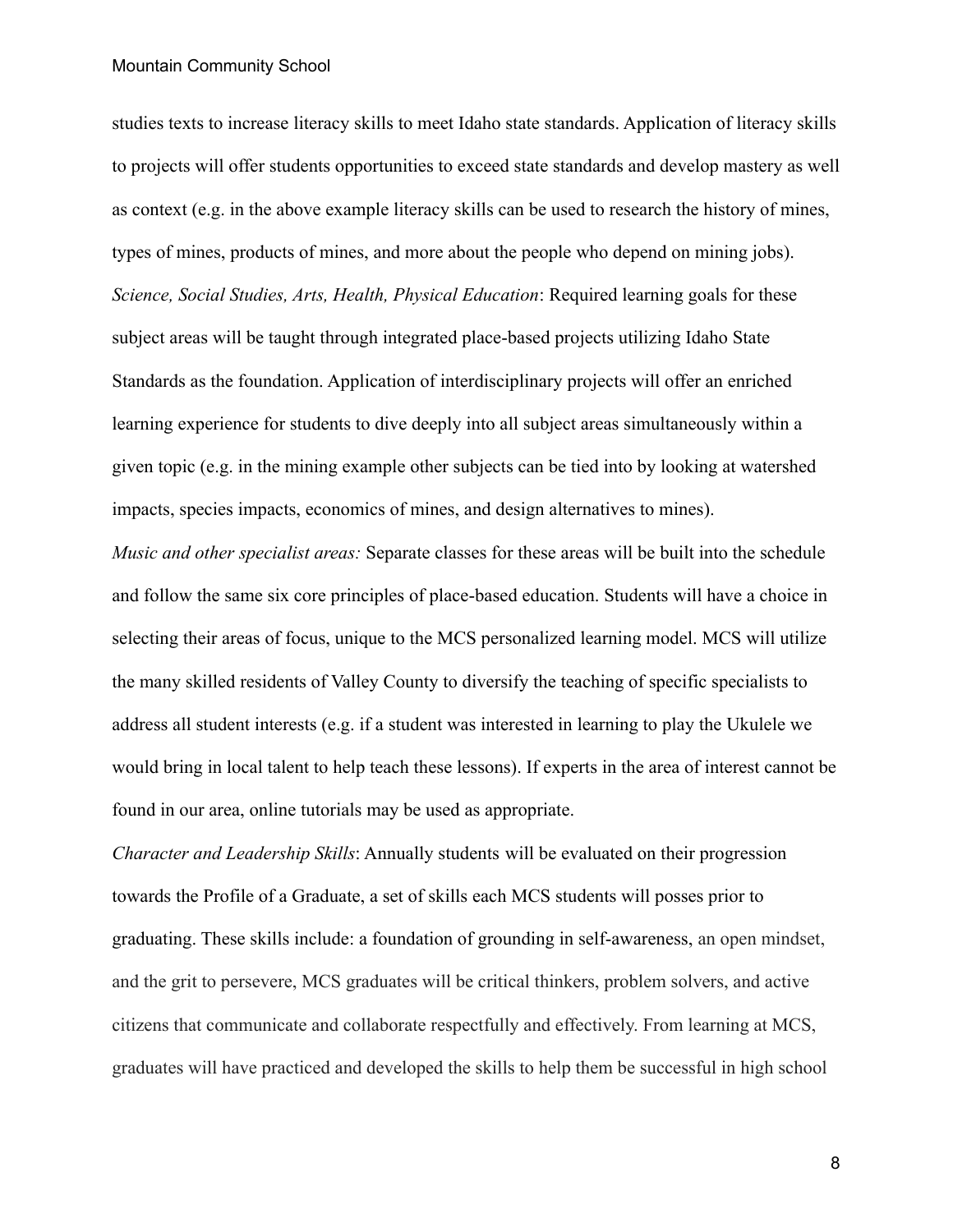studies texts to increase literacy skills to meet Idaho state standards. Application of literacy skills to projects will offer students opportunities to exceed state standards and develop mastery as well as context (e.g. in the above example literacy skills can be used to research the history of mines, types of mines, products of mines, and more about the people who depend on mining jobs).

*Science, Social Studies, Arts, Health, Physical Education*: Required learning goals for these subject areas will be taught through integrated place-based projects utilizing Idaho State Standards as the foundation. Application of interdisciplinary projects will offer an enriched learning experience for students to dive deeply into all subject areas simultaneously within a given topic (e.g. in the mining example other subjects can be tied into by looking at watershed impacts, species impacts, economics of mines, and design alternatives to mines).

*Music and other specialist areas:* Separate classes for these areas will be built into the schedule and follow the same six core principles of place-based education. Students will have a choice in selecting their areas of focus, unique to the MCS personalized learning model. MCS will utilize the many skilled residents of Valley County to diversify the teaching of specific specialists to address all student interests (e.g. if a student was interested in learning to play the Ukulele we would bring in local talent to help teach these lessons). If experts in the area of interest cannot be found in our area, online tutorials may be used as appropriate.

*Character and Leadership Skills*: Annually students will be evaluated on their progression towards the Profile of a Graduate, a set of skills each MCS students will posses prior to graduating. These skills include: a foundation of grounding in self-awareness, an open mindset, and the grit to persevere, MCS graduates will be critical thinkers, problem solvers, and active citizens that communicate and collaborate respectfully and effectively. From learning at MCS, graduates will have practiced and developed the skills to help them be successful in high school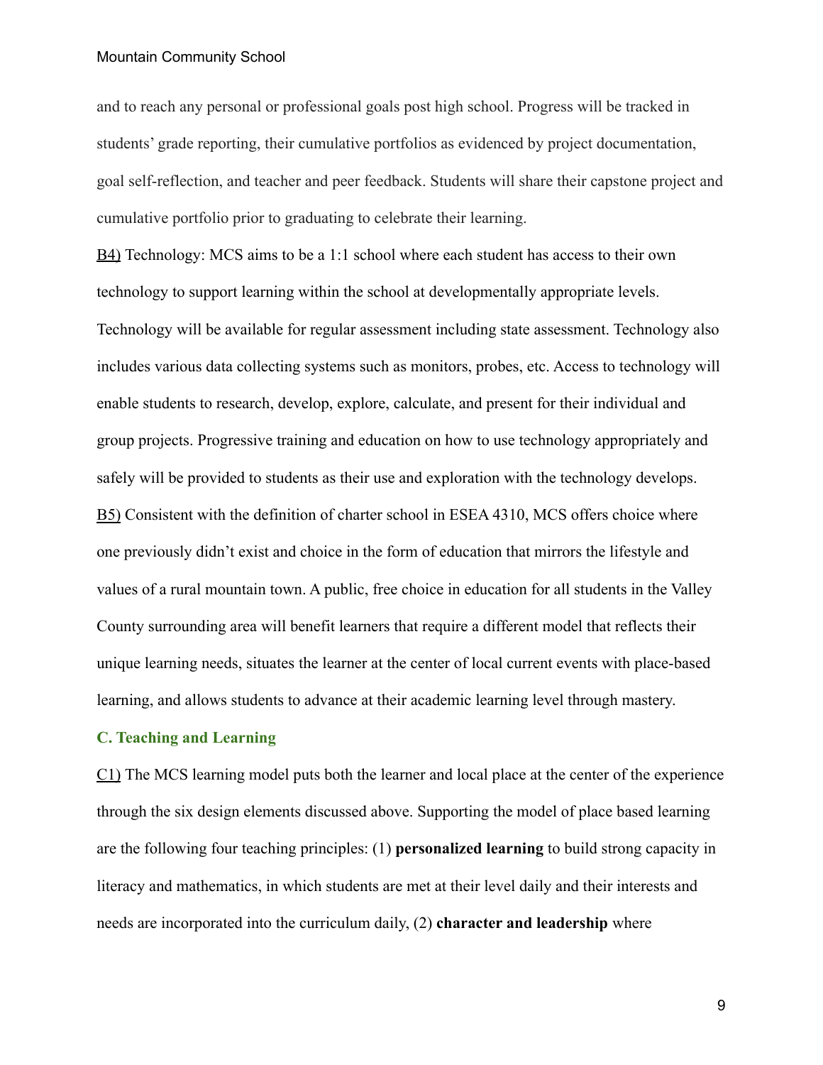and to reach any personal or professional goals post high school. Progress will be tracked in students' grade reporting, their cumulative portfolios as evidenced by project documentation, goal self-reflection, and teacher and peer feedback. Students will share their capstone project and cumulative portfolio prior to graduating to celebrate their learning.

B4) Technology: MCS aims to be a 1:1 school where each student has access to their own technology to support learning within the school at developmentally appropriate levels. Technology will be available for regular assessment including state assessment. Technology also includes various data collecting systems such as monitors, probes, etc. Access to technology will enable students to research, develop, explore, calculate, and present for their individual and group projects. Progressive training and education on how to use technology appropriately and safely will be provided to students as their use and exploration with the technology develops.

B5) Consistent with the definition of charter school in ESEA 4310, MCS offers choice where one previously didn't exist and choice in the form of education that mirrors the lifestyle and values of a rural mountain town. A public, free choice in education for all students in the Valley County surrounding area will benefit learners that require a different model that reflects their unique learning needs, situates the learner at the center of local current events with place-based learning, and allows students to advance at their academic learning level through mastery.

## C. Teaching and Learning

C1) The MCS learning model puts both the learner and local place at the center of the experience through the six design elements discussed above. Supporting the model of place based learning are the following four teaching principles: (1) **personalized learning** to build strong capacity in literacy and mathematics, in which students are met at their level daily and their interests and needs are incorporated into the curriculum daily, (2) **character and leadership** where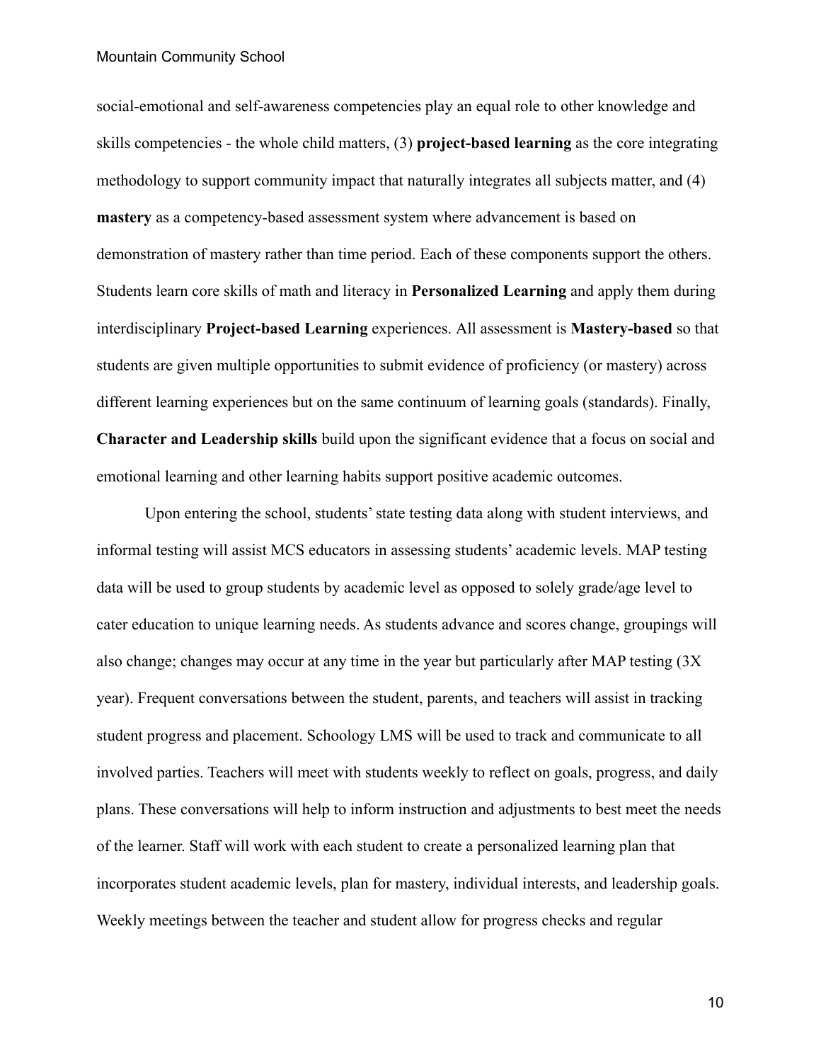social-emotional and self-awareness competencies play an equal role to other knowledge and skills competencies - the whole child matters, (3) **project-based learning** as the core integrating methodology to support community impact that naturally integrates all subjects matter, and (4) **mastery** as a competency-based assessment system where advancement is based on demonstration of mastery rather than time period. Each of these components support the others. Students learn core skills of math and literacy in **Personalized Learning** and apply them during interdisciplinary **Project-based Learning** experiences. All assessment is **Mastery-based** so that students are given multiple opportunities to submit evidence of proficiency (or mastery) across different learning experiences but on the same continuum of learning goals (standards). Finally, **Character and Leadership skills** build upon the significant evidence that a focus on social and emotional learning and other learning habits support positive academic outcomes.

Upon entering the school, students' state testing data along with student interviews, and informal testing will assist MCS educators in assessing students' academic levels. MAP testing data will be used to group students by academic level as opposed to solely grade/age level to cater education to unique learning needs. As students advance and scores change, groupings will also change; changes may occur at any time in the year but particularly after MAP testing (3X year). Frequent conversations between the student, parents, and teachers will assist in tracking student progress and placement. Schoology LMS will be used to track and communicate to all involved parties. Teachers will meet with students weekly to reflect on goals, progress, and daily plans. These conversations will help to inform instruction and adjustments to best meet the needs of the learner. Staff will work with each student to create a personalized learning plan that incorporates student academic levels, plan for mastery, individual interests, and leadership goals. Weekly meetings between the teacher and student allow for progress checks and regular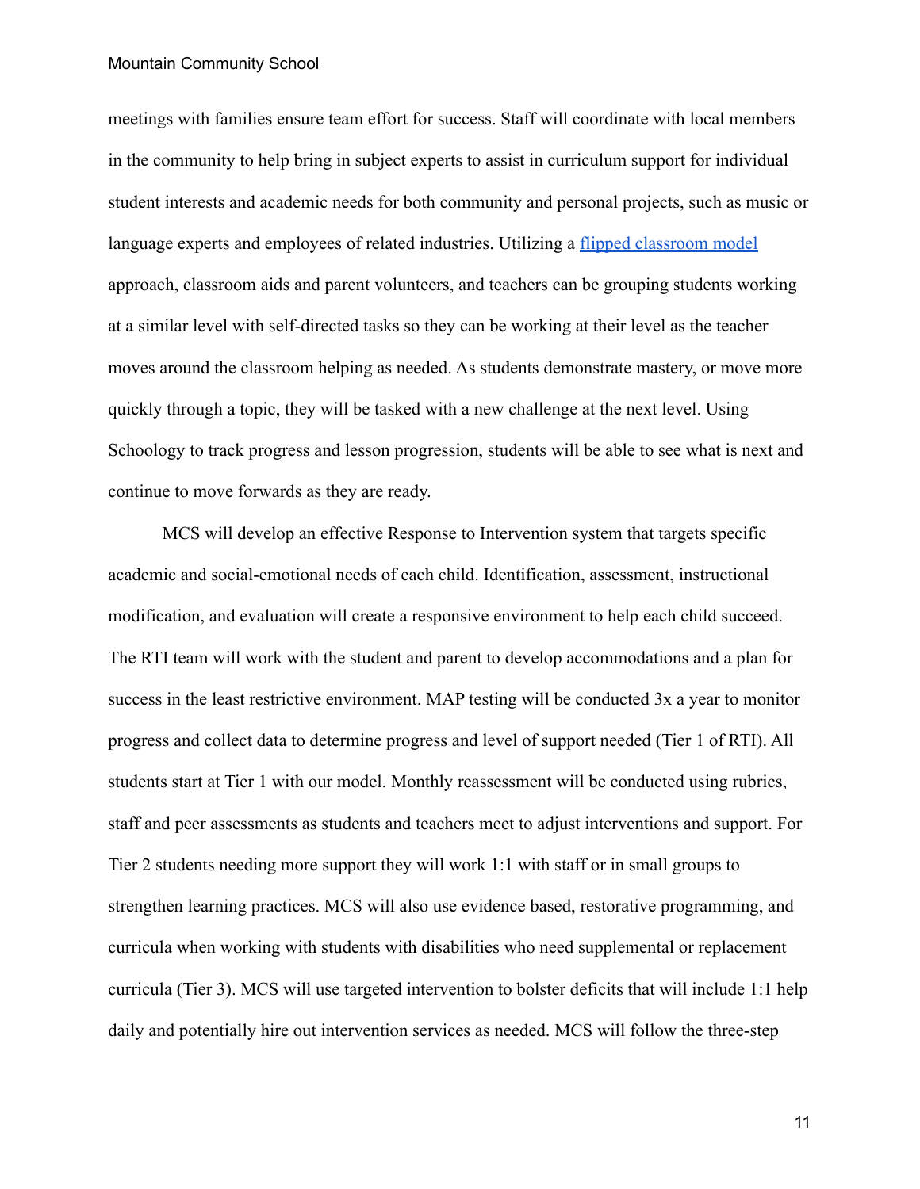meetings with families ensure team effort for success. Staff will coordinate with local members in the community to help bring in subject experts to assist in curriculum support for individual student interests and academic needs for both community and personal projects, such as music or language experts and employees of related industries. Utilizing a flipped classroom model approach, classroom aids and parent volunteers, and teachers can be grouping students working at a similar level with self-directed tasks so they can be working at their level as the teacher moves around the classroom helping as needed. As students demonstrate mastery, or move more quickly through a topic, they will be tasked with a new challenge at the next level. Using Schoology to track progress and lesson progression, students will be able to see what is next and continue to move forwards as they are ready.

MCS will develop an effective Response to Intervention system that targets specific academic and social-emotional needs of each child. Identification, assessment, instructional modification, and evaluation will create a responsive environment to help each child succeed. The RTI team will work with the student and parent to develop accommodations and a plan for success in the least restrictive environment. MAP testing will be conducted 3x a year to monitor progress and collect data to determine progress and level of support needed (Tier 1 of RTI). All students start at Tier 1 with our model. Monthly reassessment will be conducted using rubrics, staff and peer assessments as students and teachers meet to adjust interventions and support. For Tier 2 students needing more support they will work 1:1 with staff or in small groups to strengthen learning practices. MCS will also use evidence based, restorative programming, and curricula when working with students with disabilities who need supplemental or replacement curricula (Tier 3). MCS will use targeted intervention to bolster deficits that will include 1:1 help daily and potentially hire out intervention services as needed. MCS will follow the three-step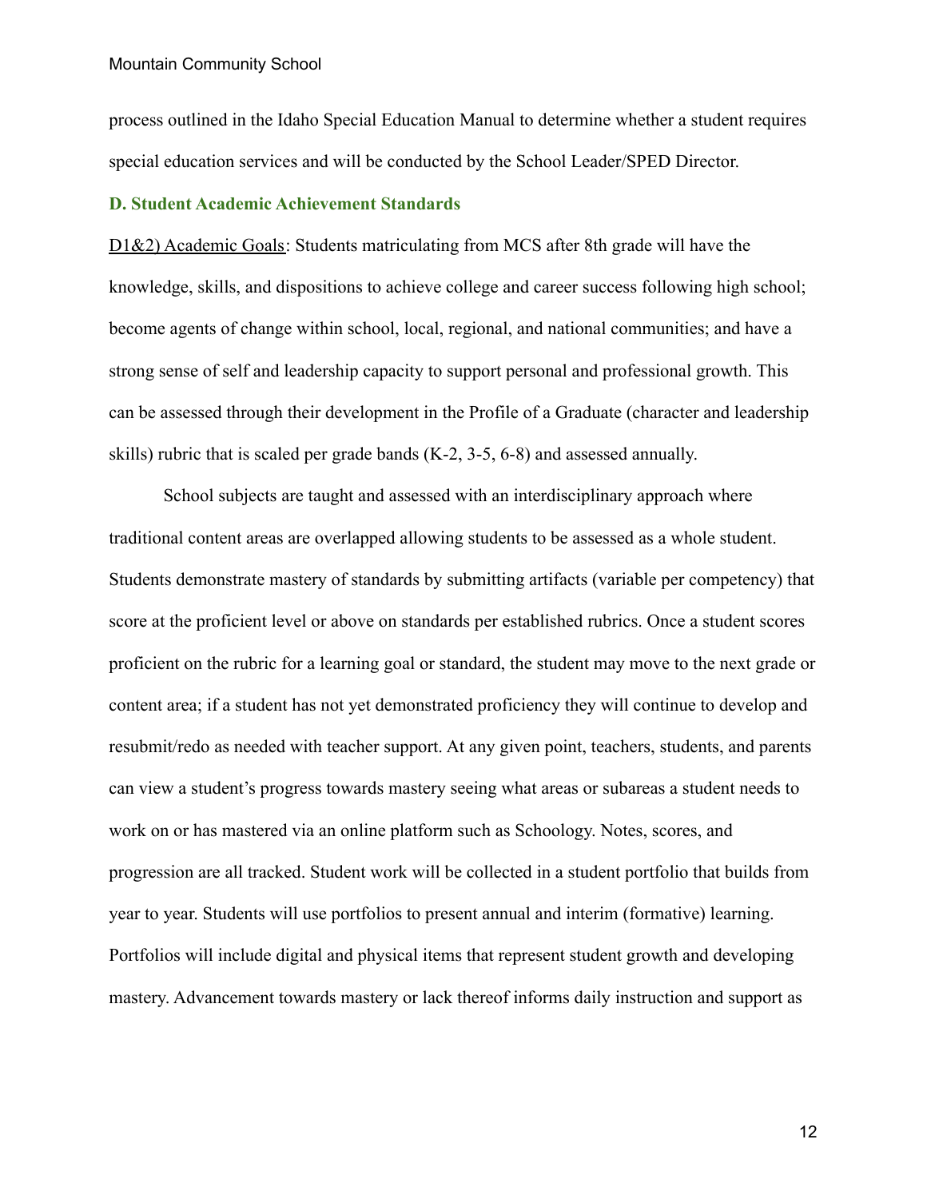process outlined in the Idaho Special Education Manual to determine whether a student requires special education services and will be conducted by the School Leader/SPED Director.

### D. Student Academic Achievement Standards

D1&2) Academic Goals: Students matriculating from MCS after 8th grade will have the knowledge, skills, and dispositions to achieve college and career success following high school; become agents of change within school, local, regional, and national communities; and have a strong sense of self and leadership capacity to support personal and professional growth. This can be assessed through their development in the Profile of a Graduate (character and leadership skills) rubric that is scaled per grade bands (K-2, 3-5, 6-8) and assessed annually.

School subjects are taught and assessed with an interdisciplinary approach where traditional content areas are overlapped allowing students to be assessed as a whole student. Students demonstrate mastery of standards by submitting artifacts (variable per competency) that score at the proficient level or above on standards per established rubrics. Once a student scores proficient on the rubric for a learning goal or standard, the student may move to the next grade or content area; if a student has not yet demonstrated proficiency they will continue to develop and resubmit/redo as needed with teacher support. At any given point, teachers, students, and parents can view a student's progress towards mastery seeing what areas or subareas a student needs to work on or has mastered via an online platform such as Schoology. Notes, scores, and progression are all tracked. Student work will be collected in a student portfolio that builds from year to year. Students will use portfolios to present annual and interim (formative) learning. Portfolios will include digital and physical items that represent student growth and developing mastery. Advancement towards mastery or lack thereof informs daily instruction and support as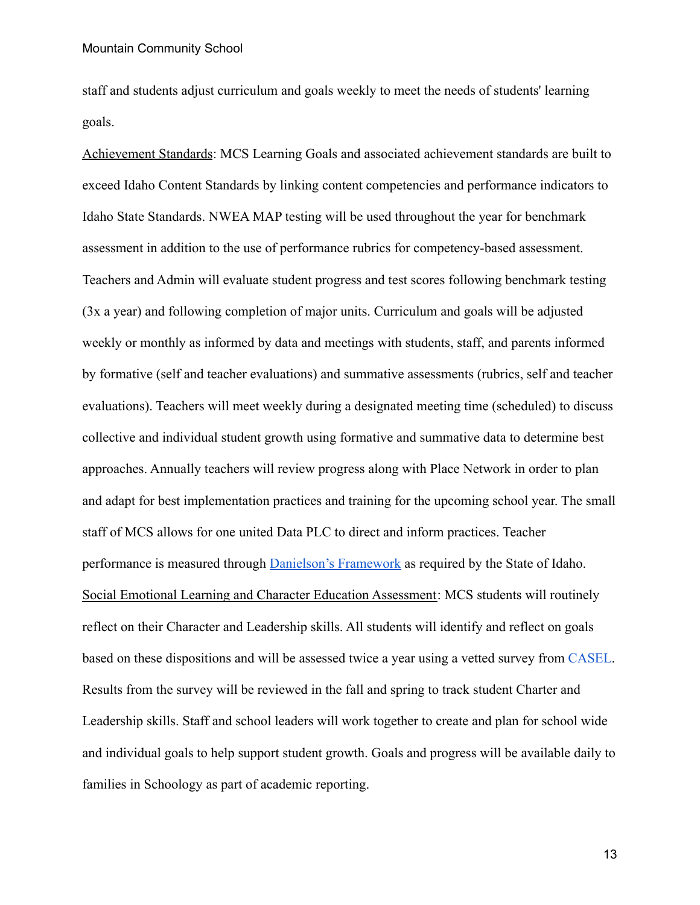staff and students adjust curriculum and goals weekly to meet the needs of students' learning goals.

Achievement Standards: MCS Learning Goals and associated achievement standards are built to exceed Idaho Content Standards by linking content competencies and performance indicators to Idaho State Standards. NWEA MAP testing will be used throughout the year for benchmark assessment in addition to the use of performance rubrics for competency-based assessment. Teachers and Admin will evaluate student progress and test scores following benchmark testing (3x a year) and following completion of major units. Curriculum and goals will be adjusted weekly or monthly as informed by data and meetings with students, staff, and parents informed by formative (self and teacher evaluations) and summative assessments (rubrics, self and teacher evaluations). Teachers will meet weekly during a designated meeting time (scheduled) to discuss collective and individual student growth using formative and summative data to determine best approaches. Annually teachers will review progress along with Place Network in order to plan and adapt for best implementation practices and training for the upcoming school year. The small staff of MCS allows for one united Data PLC to direct and inform practices. Teacher performance is measured through Danielson's Framework as required by the State of Idaho.

Social Emotional Learning and Character Education Assessment: MCS students will routinely reflect on their Character and Leadership skills. All students will identify and reflect on goals based on these dispositions and will be assessed twice a year using a vetted survey from CASEL. Results from the survey will be reviewed in the fall and spring to track student Charter and Leadership skills. Staff and school leaders will work together to create and plan for school wide and individual goals to help support student growth. Goals and progress will be available daily to families in Schoology as part of academic reporting.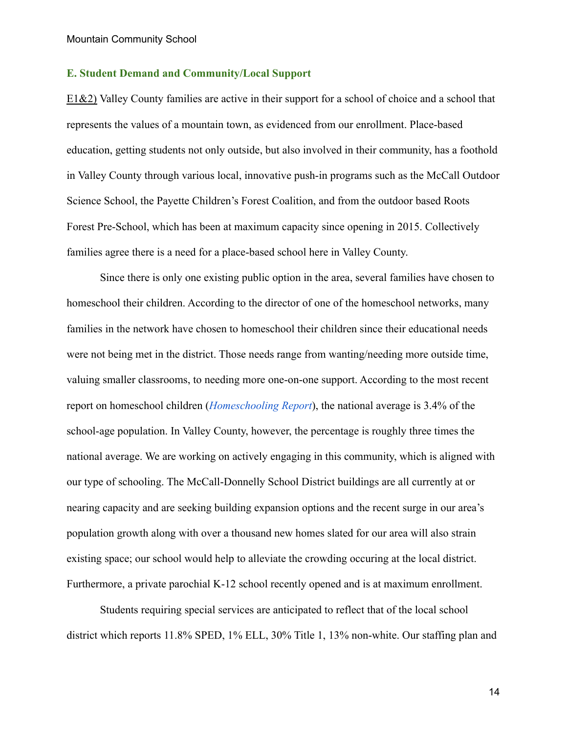## E. Student Demand and Community/Local Support

E1&2) Valley County families are active in their support for a school of choice and a school that represents the values of a mountain town, as evidenced from our enrollment. Place-based education, getting students not only outside, but also involved in their community, has a foothold in Valley County through various local, innovative push-in programs such as the McCall Outdoor Science School, the Payette Children's Forest Coalition, and from the outdoor based Roots Forest Pre-School, which has been at maximum capacity since opening in 2015. Collectively families agree there is a need for a place-based school here in Valley County.

Since there is only one existing public option in the area, several families have chosen to homeschool their children. According to the director of one of the homeschool networks, many families in the network have chosen to homeschool their children since their educational needs were not being met in the district. Those needs range from wanting/needing more outside time, valuing smaller classrooms, to needing more one-on-one support. According to the most recent report on homeschool children (*Homeschooling Report*), the national average is 3.4% of the school-age population. In Valley County, however, the percentage is roughly three times the national average. We are working on actively engaging in this community, which is aligned with our type of schooling. The McCall-Donnelly School District buildings are all currently at or nearing capacity and are seeking building expansion options and the recent surge in our area's population growth along with over a thousand new homes slated for our area will also strain existing space; our school would help to alleviate the crowding occuring at the local district. Furthermore, a private parochial K-12 school recently opened and is at maximum enrollment.

Students requiring special services are anticipated to reflect that of the local school district which reports 11.8% SPED, 1% ELL, 30% Title 1, 13% non-white. Our staffing plan and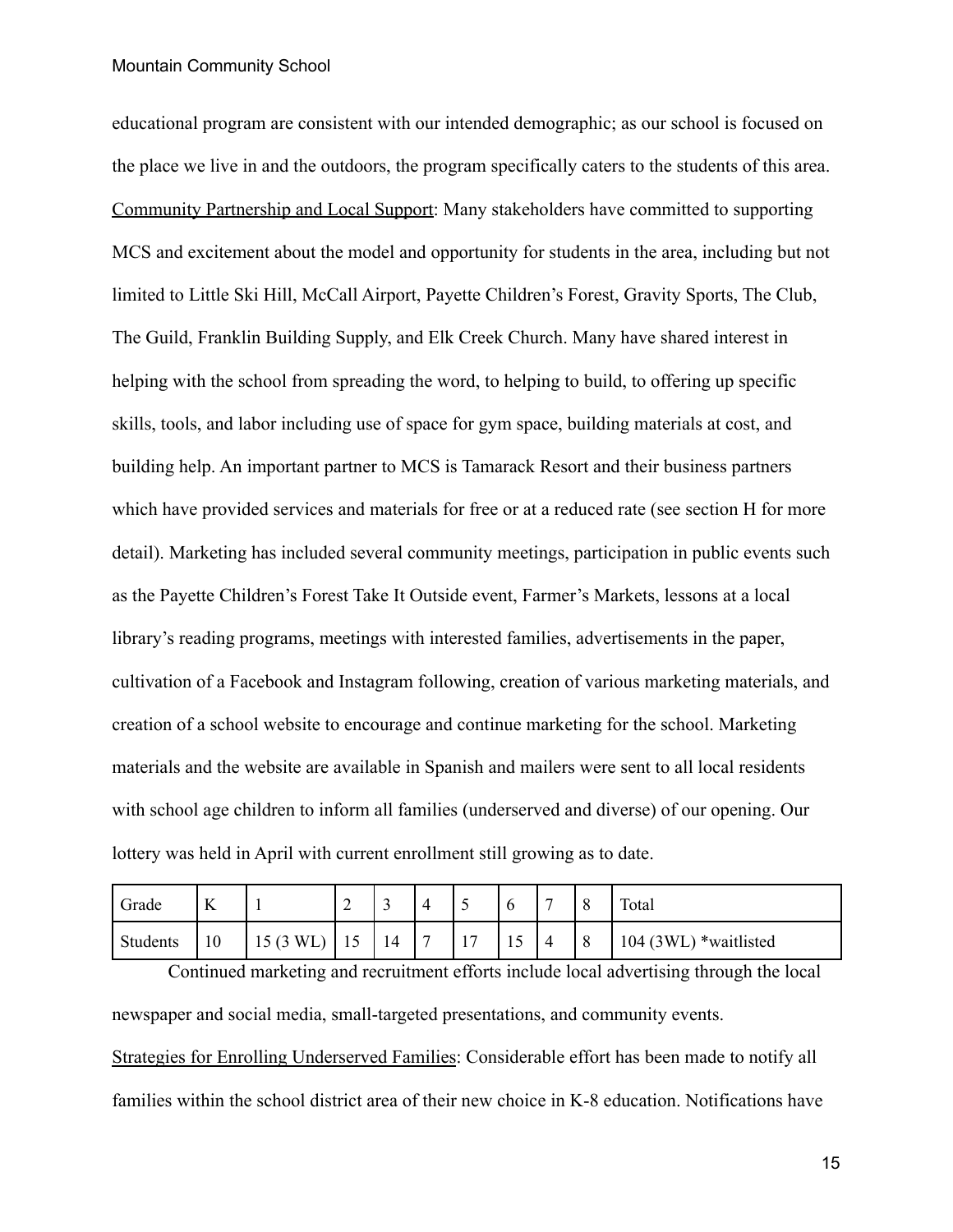educational program are consistent with our intended demographic; as our school is focused on the place we live in and the outdoors, the program specifically caters to the students of this area. Community Partnership and Local Support: Many stakeholders have committed to supporting MCS and excitement about the model and opportunity for students in the area, including but not limited to Little Ski Hill, McCall Airport, Payette Children's Forest, Gravity Sports, The Club, The Guild, Franklin Building Supply, and Elk Creek Church. Many have shared interest in helping with the school from spreading the word, to helping to build, to offering up specific skills, tools, and labor including use of space for gym space, building materials at cost, and building help. An important partner to MCS is Tamarack Resort and their business partners which have provided services and materials for free or at a reduced rate (see section H for more detail). Marketing has included several community meetings, participation in public events such as the Payette Children's Forest Take It Outside event, Farmer's Markets, lessons at a local library's reading programs, meetings with interested families, advertisements in the paper, cultivation of a Facebook and Instagram following, creation of various marketing materials, and creation of a school website to encourage and continue marketing for the school. Marketing materials and the website are available in Spanish and mailers were sent to all local residents with school age children to inform all families (underserved and diverse) of our opening. Our lottery was held in April with current enrollment still growing as to date.

| Grade | K | 1 | 2 | 3 | 4 | 5 | 6 | 7 | 8 | Total |
|---|---|---|---|---|---|---|---|---|---|---|
| Students | 10 | 15 (3 WL) | 15 | 14 | 7 | 17 | 15 | 4 | 8 | 104 (3WL) *waitlisted |

Continued marketing and recruitment efforts include local advertising through the local newspaper and social media, small-targeted presentations, and community events.

Strategies for Enrolling Underserved Families: Considerable effort has been made to notify all families within the school district area of their new choice in K-8 education. Notifications have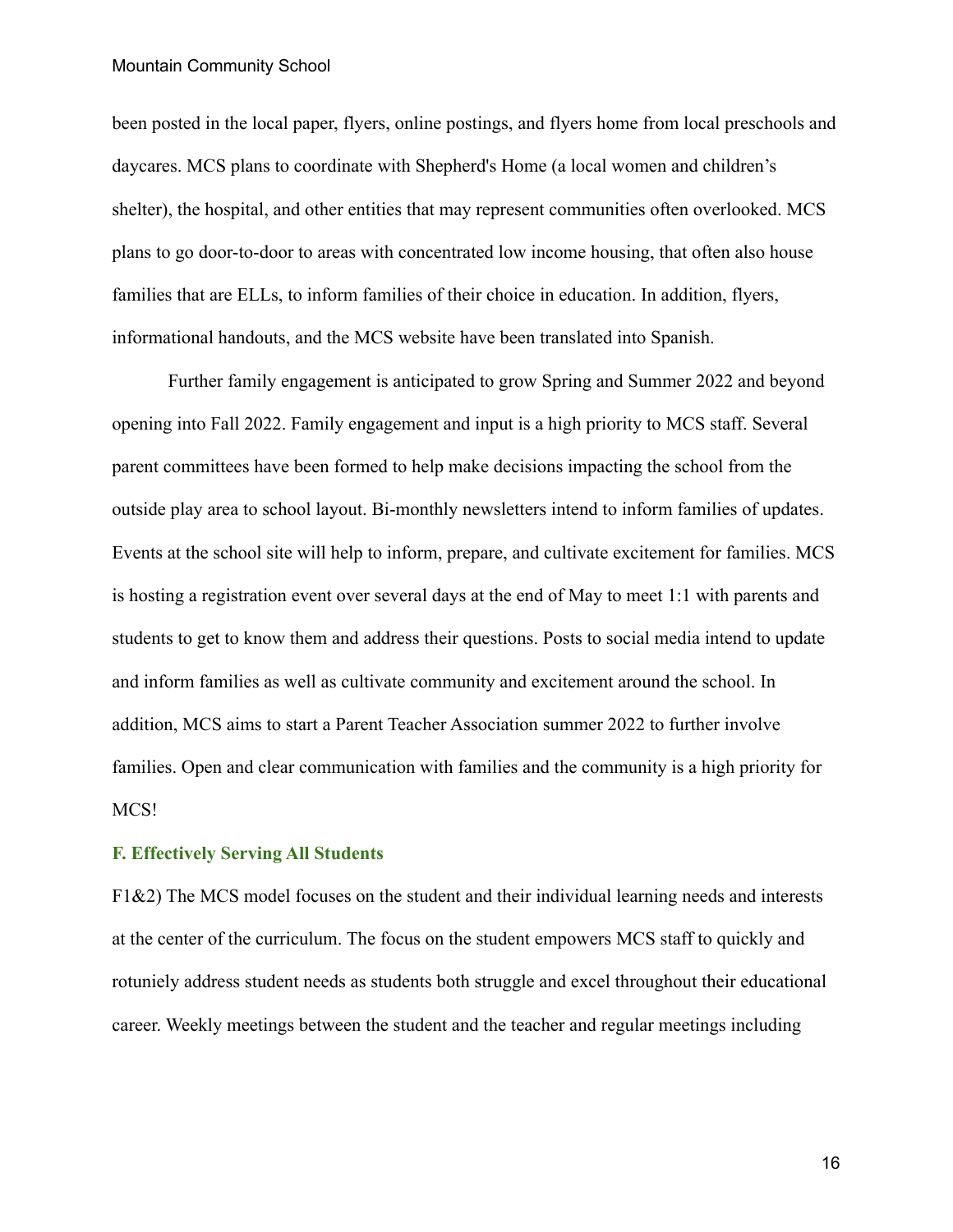been posted in the local paper, flyers, online postings, and flyers home from local preschools and daycares. MCS plans to coordinate with Shepherd's Home (a local women and children's shelter), the hospital, and other entities that may represent communities often overlooked. MCS plans to go door-to-door to areas with concentrated low income housing, that often also house families that are ELLs, to inform families of their choice in education. In addition, flyers, informational handouts, and the MCS website have been translated into Spanish.

Further family engagement is anticipated to grow Spring and Summer 2022 and beyond opening into Fall 2022. Family engagement and input is a high priority to MCS staff. Several parent committees have been formed to help make decisions impacting the school from the outside play area to school layout. Bi-monthly newsletters intend to inform families of updates. Events at the school site will help to inform, prepare, and cultivate excitement for families. MCS is hosting a registration event over several days at the end of May to meet 1:1 with parents and students to get to know them and address their questions. Posts to social media intend to update and inform families as well as cultivate community and excitement around the school. In addition, MCS aims to start a Parent Teacher Association summer 2022 to further involve families. Open and clear communication with families and the community is a high priority for MCS!

### F. Effectively Serving All Students

F1&2) The MCS model focuses on the student and their individual learning needs and interests at the center of the curriculum. The focus on the student empowers MCS staff to quickly and rotuniely address student needs as students both struggle and excel throughout their educational career. Weekly meetings between the student and the teacher and regular meetings including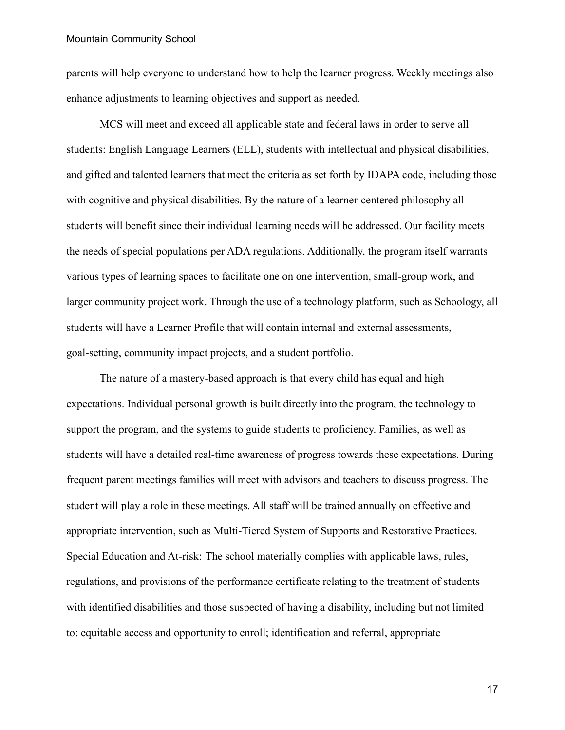parents will help everyone to understand how to help the learner progress. Weekly meetings also enhance adjustments to learning objectives and support as needed.

MCS will meet and exceed all applicable state and federal laws in order to serve all students: English Language Learners (ELL), students with intellectual and physical disabilities, and gifted and talented learners that meet the criteria as set forth by IDAPA code, including those with cognitive and physical disabilities. By the nature of a learner-centered philosophy all students will benefit since their individual learning needs will be addressed. Our facility meets the needs of special populations per ADA regulations. Additionally, the program itself warrants various types of learning spaces to facilitate one on one intervention, small-group work, and larger community project work. Through the use of a technology platform, such as Schoology, all students will have a Learner Profile that will contain internal and external assessments, goal-setting, community impact projects, and a student portfolio.

The nature of a mastery-based approach is that every child has equal and high expectations. Individual personal growth is built directly into the program, the technology to support the program, and the systems to guide students to proficiency. Families, as well as students will have a detailed real-time awareness of progress towards these expectations. During frequent parent meetings families will meet with advisors and teachers to discuss progress. The student will play a role in these meetings. All staff will be trained annually on effective and appropriate intervention, such as Multi-Tiered System of Supports and Restorative Practices.

<u>Special Education and At-risk:</u> The school materially complies with applicable laws, rules, regulations, and provisions of the performance certificate relating to the treatment of students with identified disabilities and those suspected of having a disability, including but not limited to: equitable access and opportunity to enroll; identification and referral, appropriate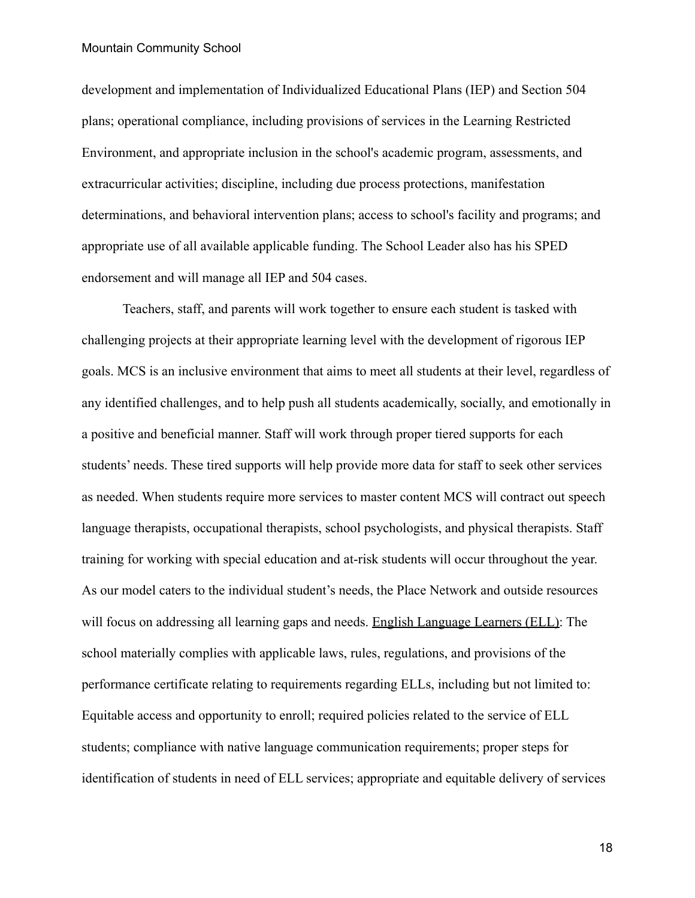development and implementation of Individualized Educational Plans (IEP) and Section 504 plans; operational compliance, including provisions of services in the Learning Restricted Environment, and appropriate inclusion in the school's academic program, assessments, and extracurricular activities; discipline, including due process protections, manifestation determinations, and behavioral intervention plans; access to school's facility and programs; and appropriate use of all available applicable funding. The School Leader also has his SPED endorsement and will manage all IEP and 504 cases.

Teachers, staff, and parents will work together to ensure each student is tasked with challenging projects at their appropriate learning level with the development of rigorous IEP goals. MCS is an inclusive environment that aims to meet all students at their level, regardless of any identified challenges, and to help push all students academically, socially, and emotionally in a positive and beneficial manner. Staff will work through proper tiered supports for each students' needs. These tired supports will help provide more data for staff to seek other services as needed. When students require more services to master content MCS will contract out speech language therapists, occupational therapists, school psychologists, and physical therapists. Staff training for working with special education and at-risk students will occur throughout the year. As our model caters to the individual student's needs, the Place Network and outside resources will focus on addressing all learning gaps and needs. <u>English Language Learners (ELL)</u>: The school materially complies with applicable laws, rules, regulations, and provisions of the performance certificate relating to requirements regarding ELLs, including but not limited to: Equitable access and opportunity to enroll; required policies related to the service of ELL students; compliance with native language communication requirements; proper steps for identification of students in need of ELL services; appropriate and equitable delivery of services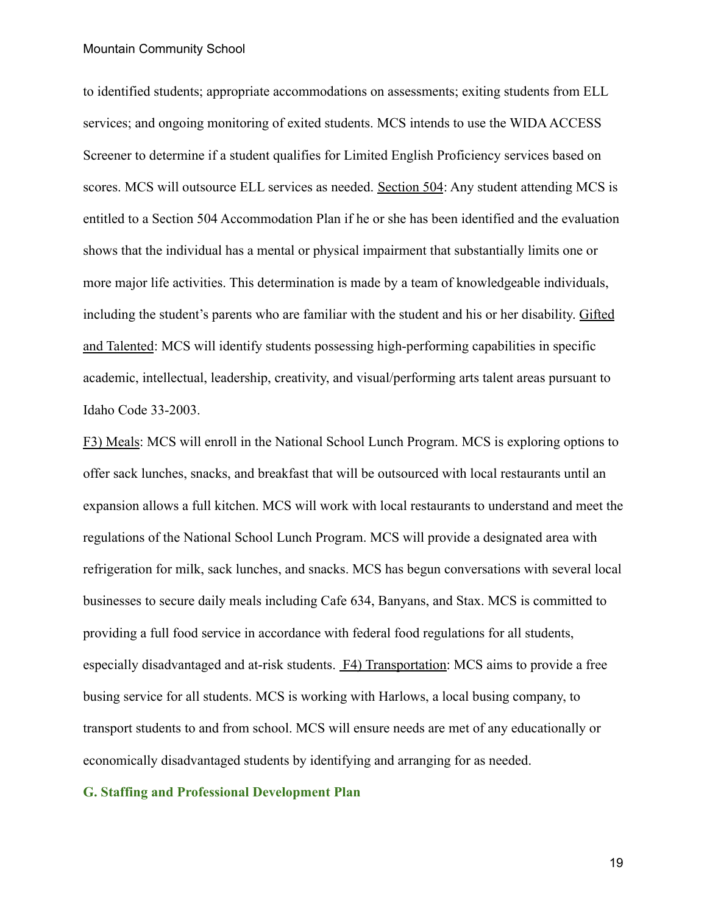to identified students; appropriate accommodations on assessments; exiting students from ELL services; and ongoing monitoring of exited students. MCS intends to use the WIDA ACCESS Screener to determine if a student qualifies for Limited English Proficiency services based on scores. MCS will outsource ELL services as needed. Section 504: Any student attending MCS is entitled to a Section 504 Accommodation Plan if he or she has been identified and the evaluation shows that the individual has a mental or physical impairment that substantially limits one or more major life activities. This determination is made by a team of knowledgeable individuals, including the student's parents who are familiar with the student and his or her disability. Gifted and Talented: MCS will identify students possessing high-performing capabilities in specific academic, intellectual, leadership, creativity, and visual/performing arts talent areas pursuant to Idaho Code 33-2003.

F3) Meals: MCS will enroll in the National School Lunch Program. MCS is exploring options to offer sack lunches, snacks, and breakfast that will be outsourced with local restaurants until an expansion allows a full kitchen. MCS will work with local restaurants to understand and meet the regulations of the National School Lunch Program. MCS will provide a designated area with refrigeration for milk, sack lunches, and snacks. MCS has begun conversations with several local businesses to secure daily meals including Cafe 634, Banyans, and Stax. MCS is committed to providing a full food service in accordance with federal food regulations for all students, especially disadvantaged and at-risk students. F4) Transportation: MCS aims to provide a free busing service for all students. MCS is working with Harlows, a local busing company, to transport students to and from school. MCS will ensure needs are met of any educationally or economically disadvantaged students by identifying and arranging for as needed.

**G. Staffing and Professional Development Plan**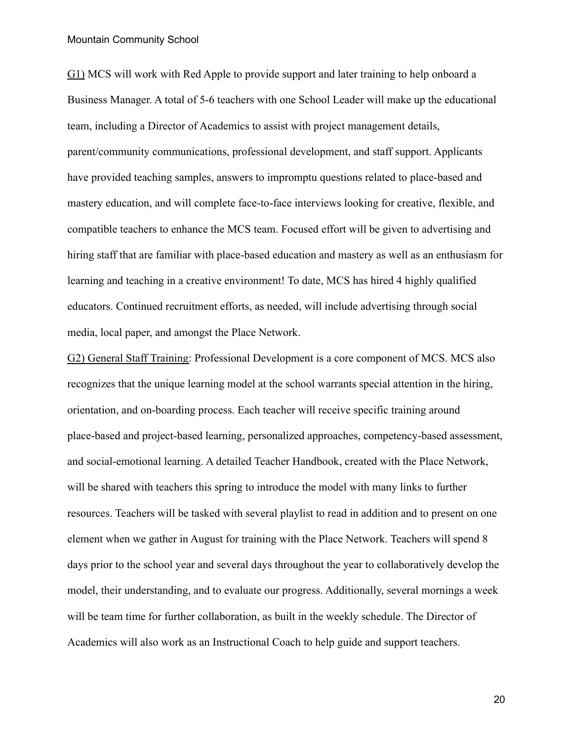G1) MCS will work with Red Apple to provide support and later training to help onboard a Business Manager. A total of 5-6 teachers with one School Leader will make up the educational team, including a Director of Academics to assist with project management details, parent/community communications, professional development, and staff support. Applicants have provided teaching samples, answers to impromptu questions related to place-based and mastery education, and will complete face-to-face interviews looking for creative, flexible, and compatible teachers to enhance the MCS team. Focused effort will be given to advertising and hiring staff that are familiar with place-based education and mastery as well as an enthusiasm for learning and teaching in a creative environment! To date, MCS has hired 4 highly qualified educators. Continued recruitment efforts, as needed, will include advertising through social media, local paper, and amongst the Place Network.

G2) General Staff Training: Professional Development is a core component of MCS. MCS also recognizes that the unique learning model at the school warrants special attention in the hiring, orientation, and on-boarding process. Each teacher will receive specific training around place-based and project-based learning, personalized approaches, competency-based assessment, and social-emotional learning. A detailed Teacher Handbook, created with the Place Network, will be shared with teachers this spring to introduce the model with many links to further resources. Teachers will be tasked with several playlist to read in addition and to present on one element when we gather in August for training with the Place Network. Teachers will spend 8 days prior to the school year and several days throughout the year to collaboratively develop the model, their understanding, and to evaluate our progress. Additionally, several mornings a week will be team time for further collaboration, as built in the weekly schedule. The Director of Academics will also work as an Instructional Coach to help guide and support teachers.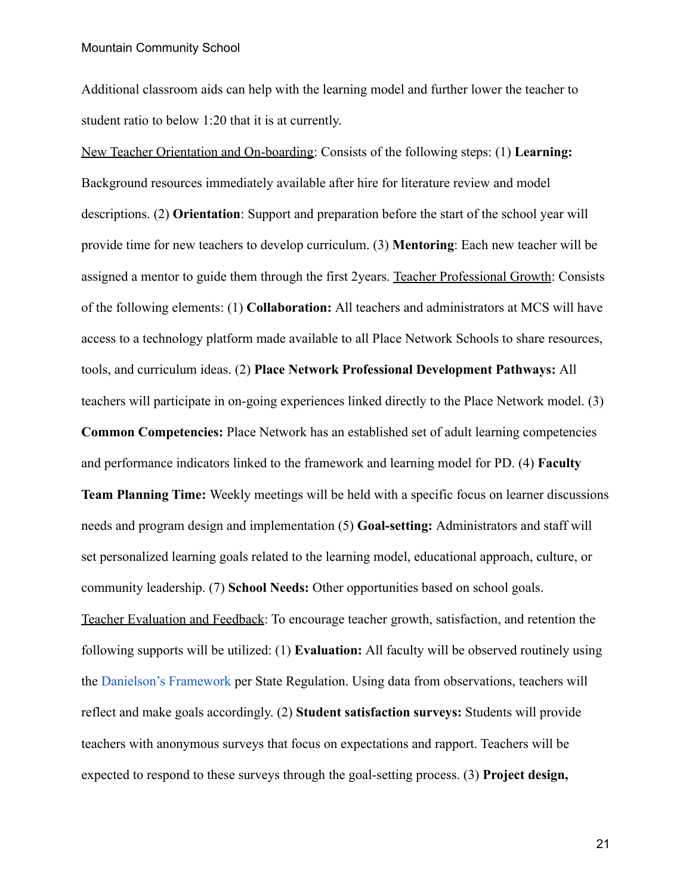Additional classroom aids can help with the learning model and further lower the teacher to student ratio to below 1:20 that it is at currently.

<u>New Teacher Orientation and On-boarding</u>: Consists of the following steps: (1) **Learning:** Background resources immediately available after hire for literature review and model descriptions. (2) **Orientation**: Support and preparation before the start of the school year will provide time for new teachers to develop curriculum. (3) **Mentoring**: Each new teacher will be assigned a mentor to guide them through the first 2years. <u>Teacher Professional Growth</u>: Consists of the following elements: (1) **Collaboration:** All teachers and administrators at MCS will have access to a technology platform made available to all Place Network Schools to share resources, tools, and curriculum ideas. (2) **Place Network Professional Development Pathways:** All teachers will participate in on-going experiences linked directly to the Place Network model. (3) **Common Competencies:** Place Network has an established set of adult learning competencies and performance indicators linked to the framework and learning model for PD. (4) **Faculty Team Planning Time:** Weekly meetings will be held with a specific focus on learner discussions needs and program design and implementation (5) **Goal-setting:** Administrators and staff will set personalized learning goals related to the learning model, educational approach, culture, or community leadership. (7) **School Needs:** Other opportunities based on school goals.

<u>Teacher Evaluation and Feedback</u>: To encourage teacher growth, satisfaction, and retention the following supports will be utilized: (1) **Evaluation:** All faculty will be observed routinely using the Danielson's Framework per State Regulation. Using data from observations, teachers will reflect and make goals accordingly. (2) **Student satisfaction surveys:** Students will provide teachers with anonymous surveys that focus on expectations and rapport. Teachers will be expected to respond to these surveys through the goal-setting process. (3) **Project design,**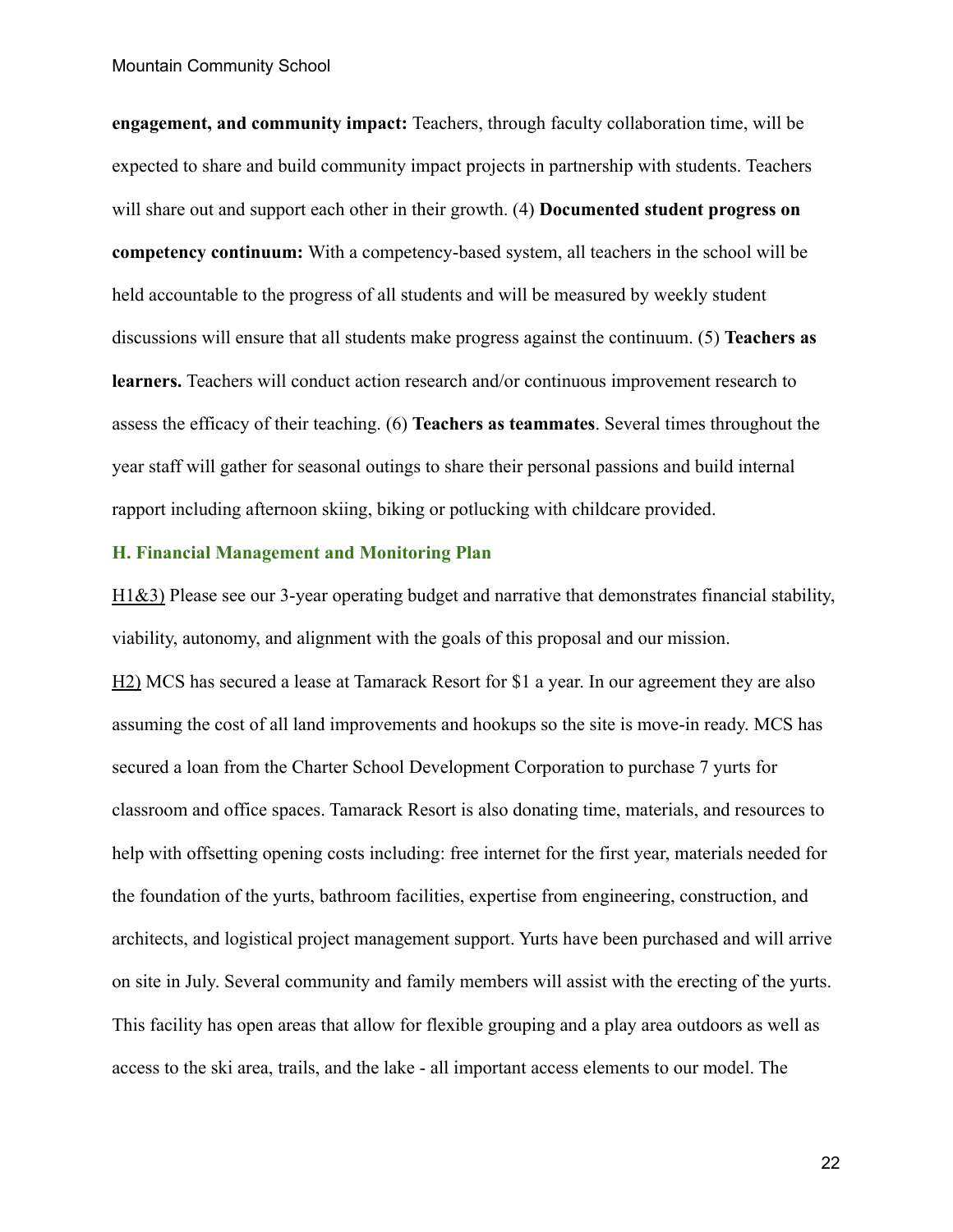**engagement, and community impact:** Teachers, through faculty collaboration time, will be expected to share and build community impact projects in partnership with students. Teachers will share out and support each other in their growth. (4) **Documented student progress on competency continuum:** With a competency-based system, all teachers in the school will be held accountable to the progress of all students and will be measured by weekly student discussions will ensure that all students make progress against the continuum. (5) **Teachers as learners.** Teachers will conduct action research and/or continuous improvement research to assess the efficacy of their teaching. (6) **Teachers as teammates**. Several times throughout the year staff will gather for seasonal outings to share their personal passions and build internal rapport including afternoon skiing, biking or potlucking with childcare provided.

### H. Financial Management and Monitoring Plan

H1&3) Please see our 3-year operating budget and narrative that demonstrates financial stability, viability, autonomy, and alignment with the goals of this proposal and our mission.

H2) MCS has secured a lease at Tamarack Resort for $1 a year. In our agreement they are also assuming the cost of all land improvements and hookups so the site is move-in ready. MCS has secured a loan from the Charter School Development Corporation to purchase 7 yurts for classroom and office spaces. Tamarack Resort is also donating time, materials, and resources to help with offsetting opening costs including: free internet for the first year, materials needed for the foundation of the yurts, bathroom facilities, expertise from engineering, construction, and architects, and logistical project management support. Yurts have been purchased and will arrive on site in July. Several community and family members will assist with the erecting of the yurts. This facility has open areas that allow for flexible grouping and a play area outdoors as well as access to the ski area, trails, and the lake - all important access elements to our model. The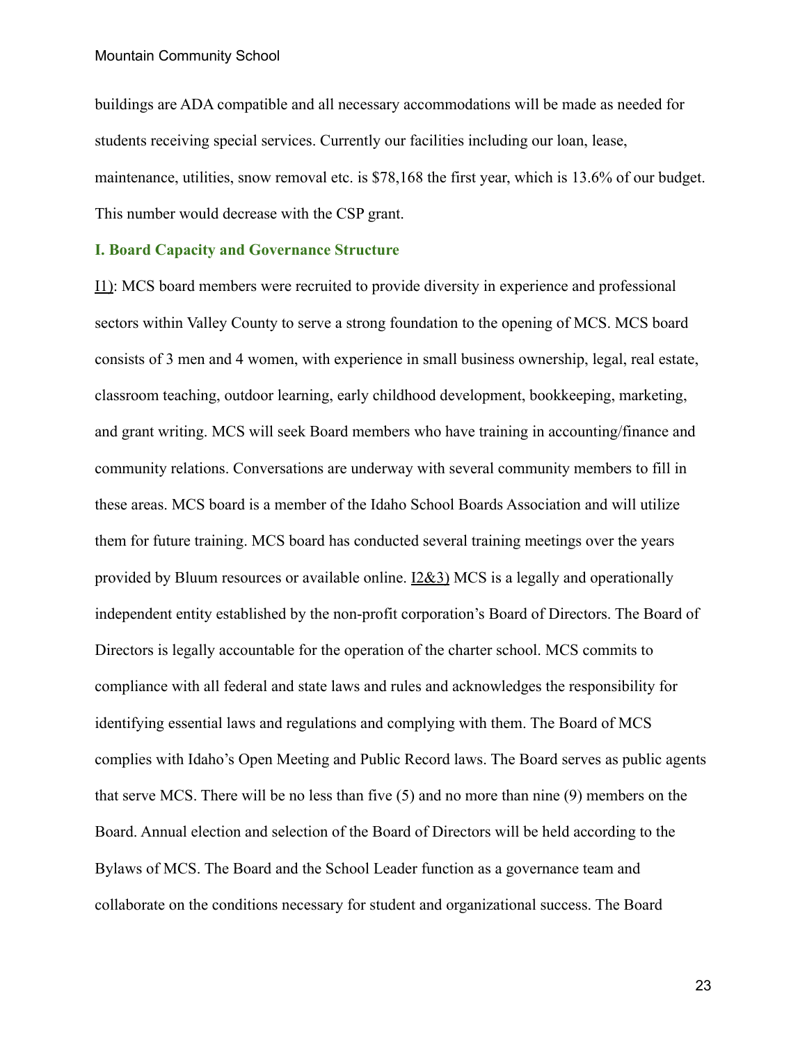buildings are ADA compatible and all necessary accommodations will be made as needed for students receiving special services. Currently our facilities including our loan, lease, maintenance, utilities, snow removal etc. is $78,168 the first year, which is 13.6% of our budget. This number would decrease with the CSP grant.

### I. Board Capacity and Governance Structure

I1): MCS board members were recruited to provide diversity in experience and professional sectors within Valley County to serve a strong foundation to the opening of MCS. MCS board consists of 3 men and 4 women, with experience in small business ownership, legal, real estate, classroom teaching, outdoor learning, early childhood development, bookkeeping, marketing, and grant writing. MCS will seek Board members who have training in accounting/finance and community relations. Conversations are underway with several community members to fill in these areas. MCS board is a member of the Idaho School Boards Association and will utilize them for future training. MCS board has conducted several training meetings over the years provided by Bluum resources or available online. I2&3) MCS is a legally and operationally independent entity established by the non-profit corporation's Board of Directors. The Board of Directors is legally accountable for the operation of the charter school. MCS commits to compliance with all federal and state laws and rules and acknowledges the responsibility for identifying essential laws and regulations and complying with them. The Board of MCS complies with Idaho's Open Meeting and Public Record laws. The Board serves as public agents that serve MCS. There will be no less than five (5) and no more than nine (9) members on the Board. Annual election and selection of the Board of Directors will be held according to the Bylaws of MCS. The Board and the School Leader function as a governance team and collaborate on the conditions necessary for student and organizational success. The Board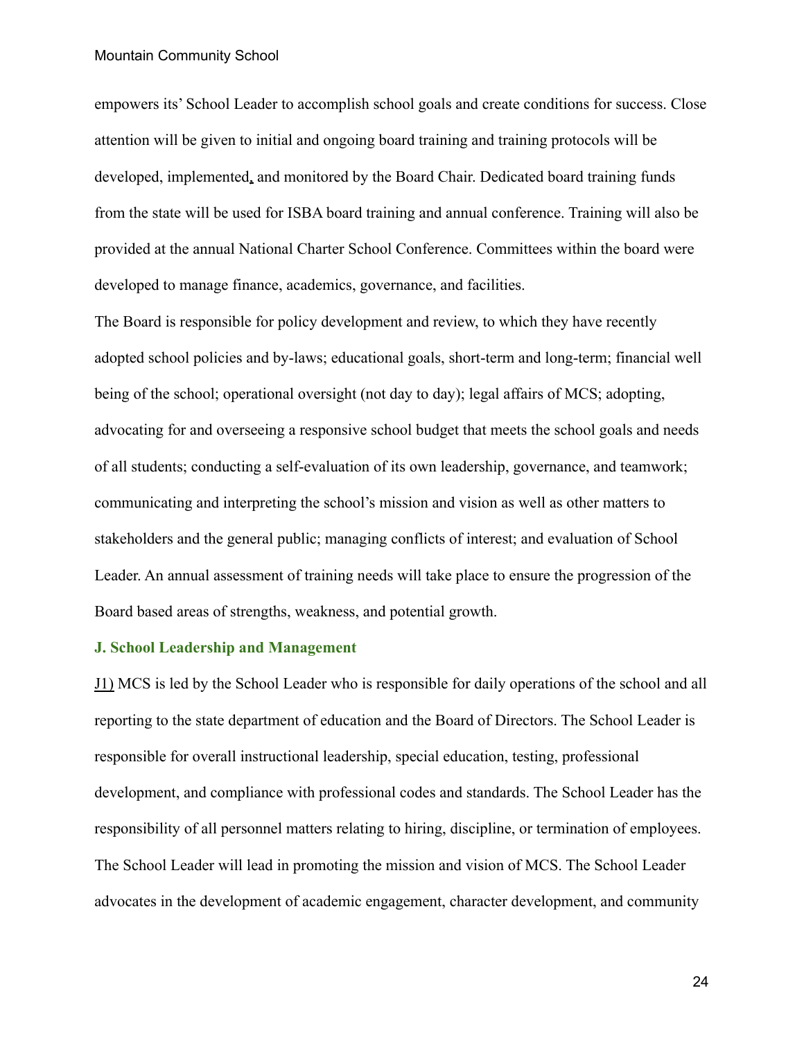empowers its' School Leader to accomplish school goals and create conditions for success. Close attention will be given to initial and ongoing board training and training protocols will be developed, implemented, and monitored by the Board Chair. Dedicated board training funds from the state will be used for ISBA board training and annual conference. Training will also be provided at the annual National Charter School Conference. Committees within the board were developed to manage finance, academics, governance, and facilities.

The Board is responsible for policy development and review, to which they have recently adopted school policies and by-laws; educational goals, short-term and long-term; financial well being of the school; operational oversight (not day to day); legal affairs of MCS; adopting, advocating for and overseeing a responsive school budget that meets the school goals and needs of all students; conducting a self-evaluation of its own leadership, governance, and teamwork; communicating and interpreting the school's mission and vision as well as other matters to stakeholders and the general public; managing conflicts of interest; and evaluation of School Leader. An annual assessment of training needs will take place to ensure the progression of the Board based areas of strengths, weakness, and potential growth.

### J. School Leadership and Management

J1) MCS is led by the School Leader who is responsible for daily operations of the school and all reporting to the state department of education and the Board of Directors. The School Leader is responsible for overall instructional leadership, special education, testing, professional development, and compliance with professional codes and standards. The School Leader has the responsibility of all personnel matters relating to hiring, discipline, or termination of employees. The School Leader will lead in promoting the mission and vision of MCS. The School Leader advocates in the development of academic engagement, character development, and community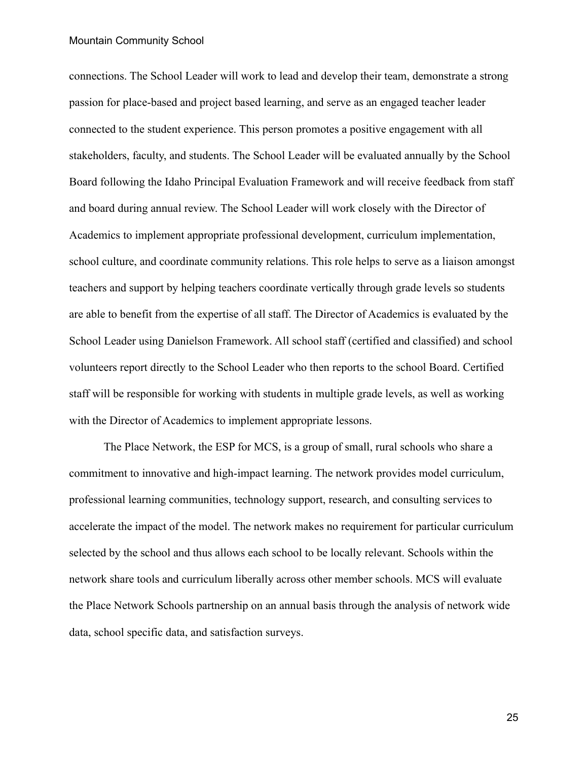connections. The School Leader will work to lead and develop their team, demonstrate a strong passion for place-based and project based learning, and serve as an engaged teacher leader connected to the student experience. This person promotes a positive engagement with all stakeholders, faculty, and students. The School Leader will be evaluated annually by the School Board following the Idaho Principal Evaluation Framework and will receive feedback from staff and board during annual review. The School Leader will work closely with the Director of Academics to implement appropriate professional development, curriculum implementation, school culture, and coordinate community relations. This role helps to serve as a liaison amongst teachers and support by helping teachers coordinate vertically through grade levels so students are able to benefit from the expertise of all staff. The Director of Academics is evaluated by the School Leader using Danielson Framework. All school staff (certified and classified) and school volunteers report directly to the School Leader who then reports to the school Board. Certified staff will be responsible for working with students in multiple grade levels, as well as working with the Director of Academics to implement appropriate lessons.

The Place Network, the ESP for MCS, is a group of small, rural schools who share a commitment to innovative and high-impact learning. The network provides model curriculum, professional learning communities, technology support, research, and consulting services to accelerate the impact of the model. The network makes no requirement for particular curriculum selected by the school and thus allows each school to be locally relevant. Schools within the network share tools and curriculum liberally across other member schools. MCS will evaluate the Place Network Schools partnership on an annual basis through the analysis of network wide data, school specific data, and satisfaction surveys.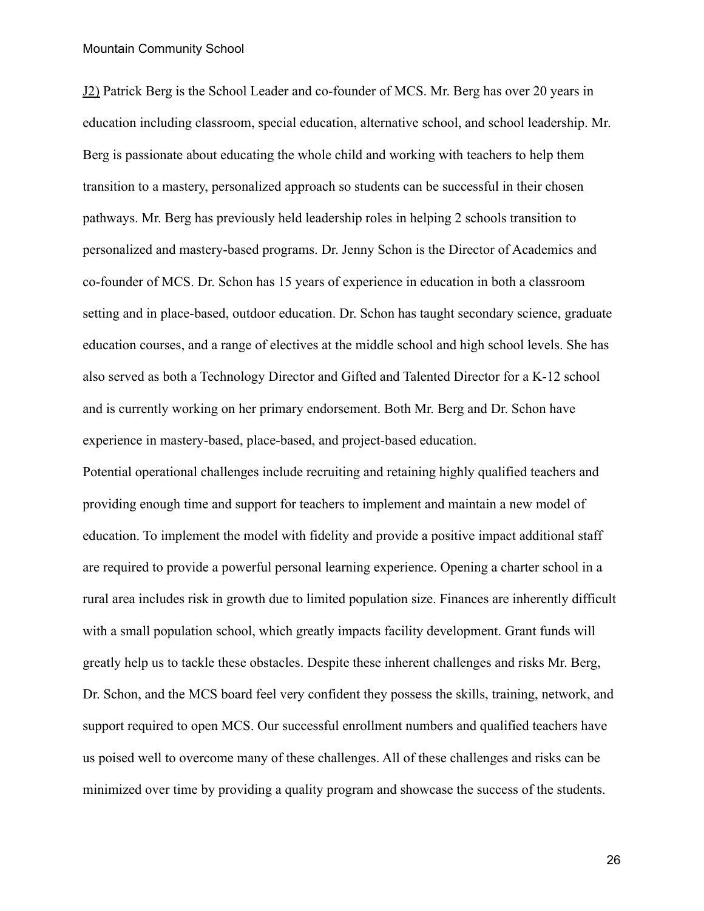J2) Patrick Berg is the School Leader and co-founder of MCS. Mr. Berg has over 20 years in education including classroom, special education, alternative school, and school leadership. Mr. Berg is passionate about educating the whole child and working with teachers to help them transition to a mastery, personalized approach so students can be successful in their chosen pathways. Mr. Berg has previously held leadership roles in helping 2 schools transition to personalized and mastery-based programs. Dr. Jenny Schon is the Director of Academics and co-founder of MCS. Dr. Schon has 15 years of experience in education in both a classroom setting and in place-based, outdoor education. Dr. Schon has taught secondary science, graduate education courses, and a range of electives at the middle school and high school levels. She has also served as both a Technology Director and Gifted and Talented Director for a K-12 school and is currently working on her primary endorsement. Both Mr. Berg and Dr. Schon have experience in mastery-based, place-based, and project-based education.

Potential operational challenges include recruiting and retaining highly qualified teachers and providing enough time and support for teachers to implement and maintain a new model of education. To implement the model with fidelity and provide a positive impact additional staff are required to provide a powerful personal learning experience. Opening a charter school in a rural area includes risk in growth due to limited population size. Finances are inherently difficult with a small population school, which greatly impacts facility development. Grant funds will greatly help us to tackle these obstacles. Despite these inherent challenges and risks Mr. Berg, Dr. Schon, and the MCS board feel very confident they possess the skills, training, network, and support required to open MCS. Our successful enrollment numbers and qualified teachers have us poised well to overcome many of these challenges. All of these challenges and risks can be minimized over time by providing a quality program and showcase the success of the students.